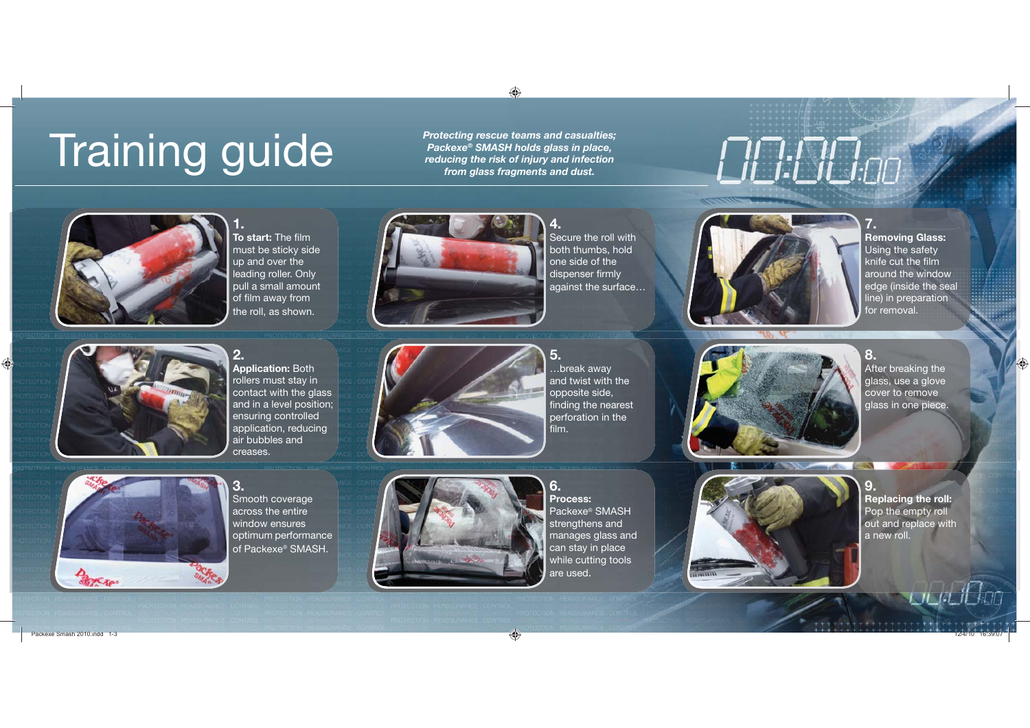# Training guide

***Protecting rescue teams and casualties; Packexe® SMASH holds glass in place, reducing the risk of injury and infection from glass fragments and dust.***

**1.**
**To start:** The film must be sticky side up and over the leading roller. Only pull a small amount of film away from the roll, as shown.

**2.**
**Application:** Both rollers must stay in contact with the glass and in a level position; ensuring controlled application, reducing air bubbles and creases.

**3.**
Smooth coverage across the entire window ensures optimum performance of Packexe® SMASH.

**4.**
Secure the roll with both thumbs, hold one side of the dispenser firmly against the surface…

**5.**
…break away and twist with the opposite side, finding the nearest perforation in the film.

**6.**
**Process:** Packexe® SMASH strengthens and manages glass and can stay in place while cutting tools are used.

**7.**
**Removing Glass:** Using the safety knife cut the film around the window edge (inside the seal line) in preparation for removal.

**8.**
After breaking the glass, use a glove cover to remove glass in one piece.

**9.**
**Replacing the roll:** Pop the empty roll out and replace with a new roll.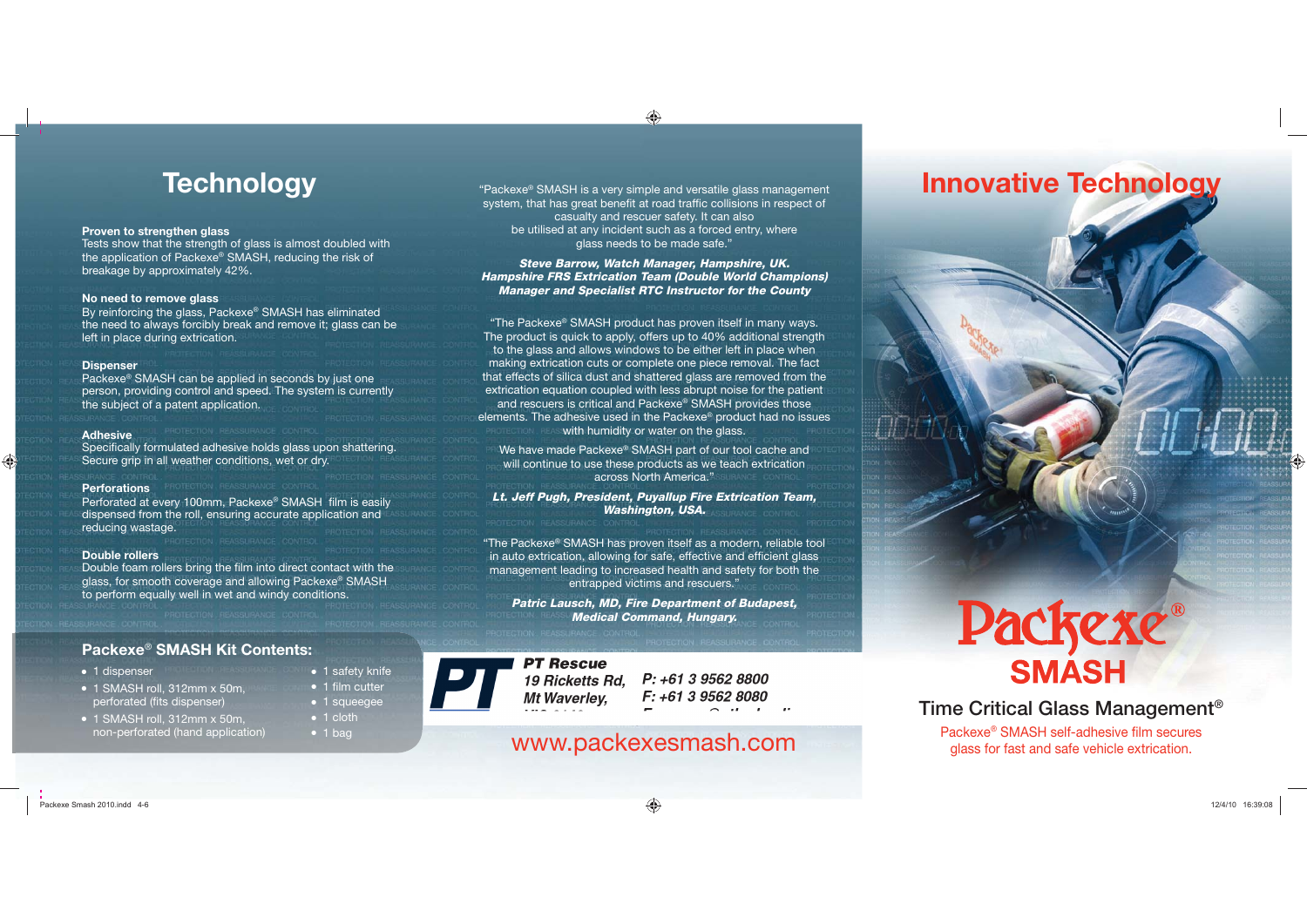# Technology

**Proven to strengthen glass**
Tests show that the strength of glass is almost doubled with the application of Packexe® SMASH, reducing the risk of breakage by approximately 42%.

**No need to remove glass**
By reinforcing the glass, Packexe® SMASH has eliminated the need to always forcibly break and remove it; glass can be left in place during extrication.

**Dispenser**
Packexe® SMASH can be applied in seconds by just one person, providing control and speed. The system is currently the subject of a patent application.

**Adhesive**
Specifically formulated adhesive holds glass upon shattering. Secure grip in all weather conditions, wet or dry.

**Perforations**
Perforated at every 100mm, Packexe® SMASH film is easily dispensed from the roll, ensuring accurate application and reducing wastage.

**Double rollers**
Double foam rollers bring the film into direct contact with the glass, for smooth coverage and allowing Packexe® SMASH to perform equally well in wet and windy conditions.

## Packexe® SMASH Kit Contents:

- 1 dispenser
- 1 SMASH roll, 312mm x 50m, perforated (fits dispenser)
- 1 SMASH roll, 312mm x 50m, non-perforated (hand application)
- 1 safety knife
- 1 film cutter
- 1 squeegee
- 1 cloth
- 1 bag

"Packexe® SMASH is a very simple and versatile glass management system, that has great benefit at road traffic collisions in respect of casualty and rescuer safety. It can also be utilised at any incident such as a forced entry, where glass needs to be made safe."

***Steve Barrow, Watch Manager, Hampshire, UK. Hampshire FRS Extrication Team (Double World Champions) Manager and Specialist RTC Instructor for the County***

"The Packexe® SMASH product has proven itself in many ways. The product is quick to apply, offers up to 40% additional strength to the glass and allows windows to be either left in place when making extrication cuts or complete one piece removal. The fact that effects of silica dust and shattered glass are removed from the extrication equation coupled with less abrupt noise for the patient and rescuers is critical and Packexe® SMASH provides those elements. The adhesive used in the Packexe® product had no issues with humidity or water on the glass.

We have made Packexe® SMASH part of our tool cache and will continue to use these products as we teach extrication across North America."

***Lt. Jeff Pugh, President, Puyallup Fire Extrication Team, Washington, USA.***

"The Packexe® SMASH has proven itself as a modern, reliable tool in auto extrication, allowing for safe, effective and efficient glass management leading to increased health and safety for both the entrapped victims and rescuers."

***Patric Lausch, MD, Fire Department of Budapest, Medical Command, Hungary.***

**PT Rescue**
*19 Ricketts Rd, Mt Waverley,*
*P: +61 3 9562 8800*
*F: +61 3 9562 8080*

www.packexesmash.com

# Innovative Technology

Packexe®
SMASH

Time Critical Glass Management®

Packexe® SMASH self-adhesive film secures glass for fast and safe vehicle extrication.